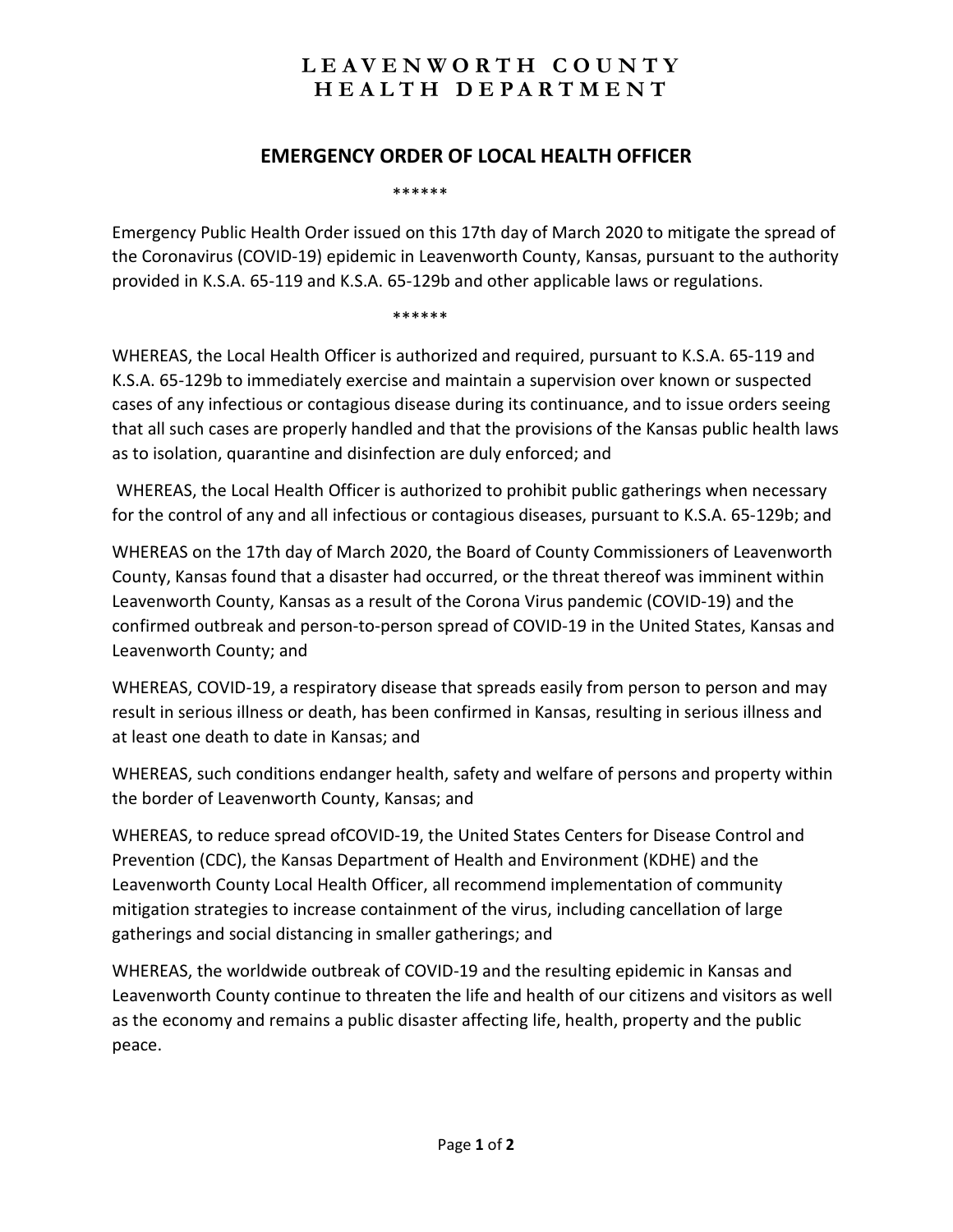# LEAVENWORTH COUNTY HEALTH DEPARTMENT

## EMERGENCY ORDER OF LOCAL HEALTH OFFICER

******

Emergency Public Health Order issued on this 17th day of March 2020 to mitigate the spread of the Coronavirus (COVID-19) epidemic in Leavenworth County, Kansas, pursuant to the authority provided in K.S.A. 65-119 and K.S.A. 65-129b and other applicable laws or regulations.

******

WHEREAS, the Local Health Officer is authorized and required, pursuant to K.S.A. 65-119 and K.S.A. 65-129b to immediately exercise and maintain a supervision over known or suspected cases of any infectious or contagious disease during its continuance, and to issue orders seeing that all such cases are properly handled and that the provisions of the Kansas public health laws as to isolation, quarantine and disinfection are duly enforced; and

WHEREAS, the Local Health Officer is authorized to prohibit public gatherings when necessary for the control of any and all infectious or contagious diseases, pursuant to K.S.A. 65-129b; and

WHEREAS on the 17th day of March 2020, the Board of County Commissioners of Leavenworth County, Kansas found that a disaster had occurred, or the threat thereof was imminent within Leavenworth County, Kansas as a result of the Corona Virus pandemic (COVID-19) and the confirmed outbreak and person-to-person spread of COVID-19 in the United States, Kansas and Leavenworth County; and

WHEREAS, COVID-19, a respiratory disease that spreads easily from person to person and may result in serious illness or death, has been confirmed in Kansas, resulting in serious illness and at least one death to date in Kansas; and

WHEREAS, such conditions endanger health, safety and welfare of persons and property within the border of Leavenworth County, Kansas; and

WHEREAS, to reduce spread ofCOVID-19, the United States Centers for Disease Control and Prevention (CDC), the Kansas Department of Health and Environment (KDHE) and the Leavenworth County Local Health Officer, all recommend implementation of community mitigation strategies to increase containment of the virus, including cancellation of large gatherings and social distancing in smaller gatherings; and

WHEREAS, the worldwide outbreak of COVID-19 and the resulting epidemic in Kansas and Leavenworth County continue to threaten the life and health of our citizens and visitors as well as the economy and remains a public disaster affecting life, health, property and the public peace.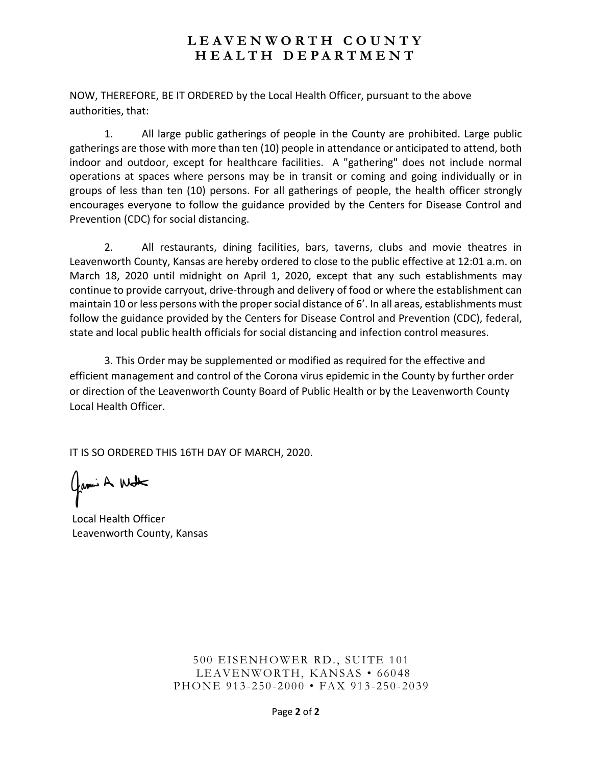# LEAVENWORTH COUNTY HEALTH DEPARTMENT

NOW, THEREFORE, BE IT ORDERED by the Local Health Officer, pursuant to the above authorities, that:

1. All large public gatherings of people in the County are prohibited. Large public gatherings are those with more than ten (10) people in attendance or anticipated to attend, both indoor and outdoor, except for healthcare facilities. A "gathering" does not include normal operations at spaces where persons may be in transit or coming and going individually or in groups of less than ten (10) persons. For all gatherings of people, the health officer strongly encourages everyone to follow the guidance provided by the Centers for Disease Control and Prevention (CDC) for social distancing.

2. All restaurants, dining facilities, bars, taverns, clubs and movie theatres in Leavenworth County, Kansas are hereby ordered to close to the public effective at 12:01 a.m. on March 18, 2020 until midnight on April 1, 2020, except that any such establishments may continue to provide carryout, drive-through and delivery of food or where the establishment can maintain 10 or less persons with the proper social distance of 6'. In all areas, establishments must follow the guidance provided by the Centers for Disease Control and Prevention (CDC), federal, state and local public health officials for social distancing and infection control measures.

3. This Order may be supplemented or modified as required for the effective and efficient management and control of the Corona virus epidemic in the County by further order or direction of the Leavenworth County Board of Public Health or by the Leavenworth County Local Health Officer.

IT IS SO ORDERED THIS 16TH DAY OF MARCH, 2020.

Jamie A Wolk

Local Health Officer
Leavenworth County, Kansas

500 EISENHOWER RD., SUITE 101
LEAVENWORTH, KANSAS • 66048
PHONE 913-250-2000 • FAX 913-250-2039